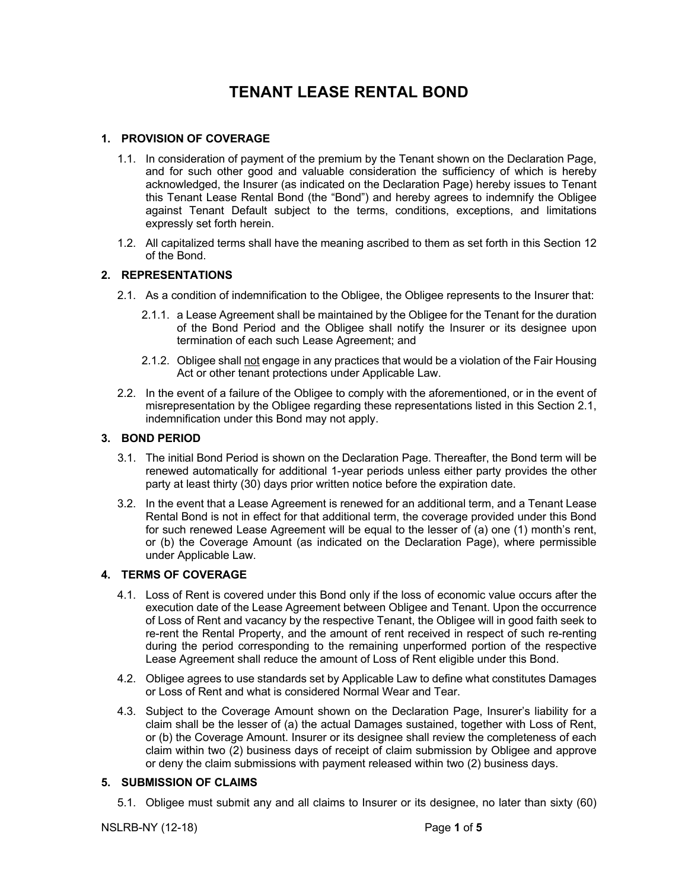# TENANT LEASE RENTAL BOND

## 1. PROVISION OF COVERAGE

1.1. In consideration of payment of the premium by the Tenant shown on the Declaration Page, and for such other good and valuable consideration the sufficiency of which is hereby acknowledged, the Insurer (as indicated on the Declaration Page) hereby issues to Tenant this Tenant Lease Rental Bond (the "Bond") and hereby agrees to indemnify the Obligee against Tenant Default subject to the terms, conditions, exceptions, and limitations expressly set forth herein.

1.2. All capitalized terms shall have the meaning ascribed to them as set forth in this Section 12 of the Bond.

## 2. REPRESENTATIONS

2.1. As a condition of indemnification to the Obligee, the Obligee represents to the Insurer that:

2.1.1. a Lease Agreement shall be maintained by the Obligee for the Tenant for the duration of the Bond Period and the Obligee shall notify the Insurer or its designee upon termination of each such Lease Agreement; and

2.1.2. Obligee shall <u>not</u> engage in any practices that would be a violation of the Fair Housing Act or other tenant protections under Applicable Law.

2.2. In the event of a failure of the Obligee to comply with the aforementioned, or in the event of misrepresentation by the Obligee regarding these representations listed in this Section 2.1, indemnification under this Bond may not apply.

## 3. BOND PERIOD

3.1. The initial Bond Period is shown on the Declaration Page. Thereafter, the Bond term will be renewed automatically for additional 1-year periods unless either party provides the other party at least thirty (30) days prior written notice before the expiration date.

3.2. In the event that a Lease Agreement is renewed for an additional term, and a Tenant Lease Rental Bond is not in effect for that additional term, the coverage provided under this Bond for such renewed Lease Agreement will be equal to the lesser of (a) one (1) month's rent, or (b) the Coverage Amount (as indicated on the Declaration Page), where permissible under Applicable Law.

## 4. TERMS OF COVERAGE

4.1. Loss of Rent is covered under this Bond only if the loss of economic value occurs after the execution date of the Lease Agreement between Obligee and Tenant. Upon the occurrence of Loss of Rent and vacancy by the respective Tenant, the Obligee will in good faith seek to re-rent the Rental Property, and the amount of rent received in respect of such re-renting during the period corresponding to the remaining unperformed portion of the respective Lease Agreement shall reduce the amount of Loss of Rent eligible under this Bond.

4.2. Obligee agrees to use standards set by Applicable Law to define what constitutes Damages or Loss of Rent and what is considered Normal Wear and Tear.

4.3. Subject to the Coverage Amount shown on the Declaration Page, Insurer's liability for a claim shall be the lesser of (a) the actual Damages sustained, together with Loss of Rent, or (b) the Coverage Amount. Insurer or its designee shall review the completeness of each claim within two (2) business days of receipt of claim submission by Obligee and approve or deny the claim submissions with payment released within two (2) business days.

## 5. SUBMISSION OF CLAIMS

5.1. Obligee must submit any and all claims to Insurer or its designee, no later than sixty (60)

NSLRB-NY (12-18)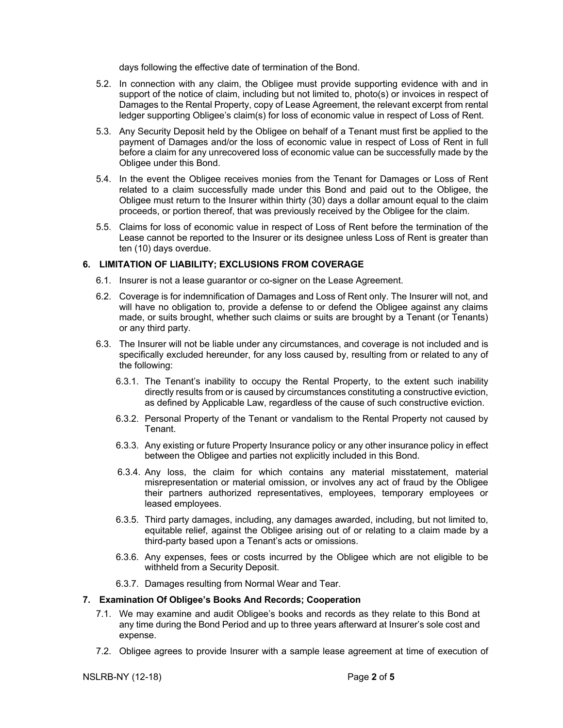days following the effective date of termination of the Bond.

5.2. In connection with any claim, the Obligee must provide supporting evidence with and in support of the notice of claim, including but not limited to, photo(s) or invoices in respect of Damages to the Rental Property, copy of Lease Agreement, the relevant excerpt from rental ledger supporting Obligee's claim(s) for loss of economic value in respect of Loss of Rent.

5.3. Any Security Deposit held by the Obligee on behalf of a Tenant must first be applied to the payment of Damages and/or the loss of economic value in respect of Loss of Rent in full before a claim for any unrecovered loss of economic value can be successfully made by the Obligee under this Bond.

5.4. In the event the Obligee receives monies from the Tenant for Damages or Loss of Rent related to a claim successfully made under this Bond and paid out to the Obligee, the Obligee must return to the Insurer within thirty (30) days a dollar amount equal to the claim proceeds, or portion thereof, that was previously received by the Obligee for the claim.

5.5. Claims for loss of economic value in respect of Loss of Rent before the termination of the Lease cannot be reported to the Insurer or its designee unless Loss of Rent is greater than ten (10) days overdue.

### 6. LIMITATION OF LIABILITY; EXCLUSIONS FROM COVERAGE

6.1. Insurer is not a lease guarantor or co-signer on the Lease Agreement.

6.2. Coverage is for indemnification of Damages and Loss of Rent only. The Insurer will not, and will have no obligation to, provide a defense to or defend the Obligee against any claims made, or suits brought, whether such claims or suits are brought by a Tenant (or Tenants) or any third party.

6.3. The Insurer will not be liable under any circumstances, and coverage is not included and is specifically excluded hereunder, for any loss caused by, resulting from or related to any of the following:

6.3.1. The Tenant's inability to occupy the Rental Property, to the extent such inability directly results from or is caused by circumstances constituting a constructive eviction, as defined by Applicable Law, regardless of the cause of such constructive eviction.

6.3.2. Personal Property of the Tenant or vandalism to the Rental Property not caused by Tenant.

6.3.3. Any existing or future Property Insurance policy or any other insurance policy in effect between the Obligee and parties not explicitly included in this Bond.

6.3.4. Any loss, the claim for which contains any material misstatement, material misrepresentation or material omission, or involves any act of fraud by the Obligee their partners authorized representatives, employees, temporary employees or leased employees.

6.3.5. Third party damages, including, any damages awarded, including, but not limited to, equitable relief, against the Obligee arising out of or relating to a claim made by a third-party based upon a Tenant's acts or omissions.

6.3.6. Any expenses, fees or costs incurred by the Obligee which are not eligible to be withheld from a Security Deposit.

6.3.7. Damages resulting from Normal Wear and Tear.

### 7. Examination Of Obligee's Books And Records; Cooperation

7.1. We may examine and audit Obligee's books and records as they relate to this Bond at any time during the Bond Period and up to three years afterward at Insurer's sole cost and expense.

7.2. Obligee agrees to provide Insurer with a sample lease agreement at time of execution of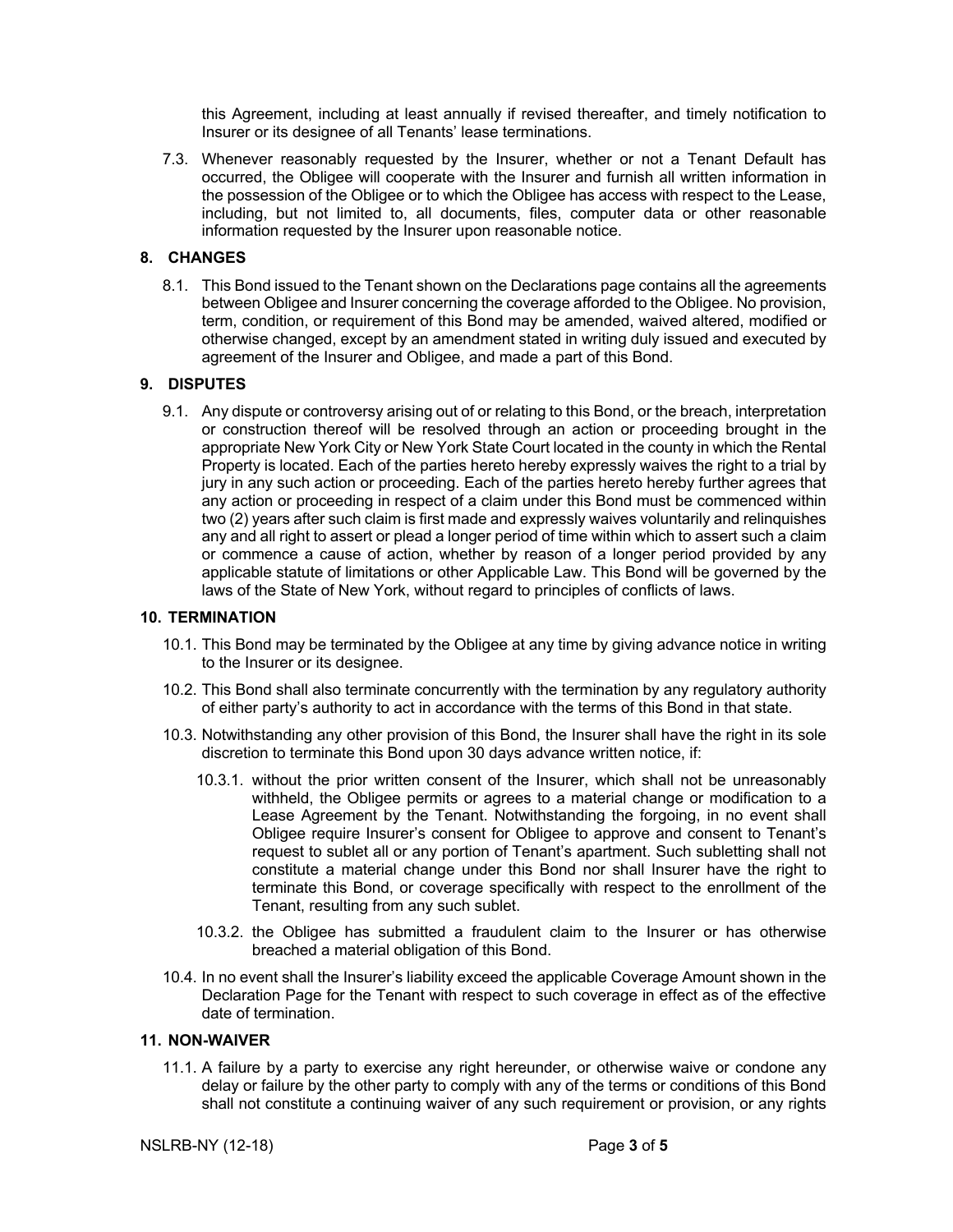this Agreement, including at least annually if revised thereafter, and timely notification to Insurer or its designee of all Tenants' lease terminations.

7.3. Whenever reasonably requested by the Insurer, whether or not a Tenant Default has occurred, the Obligee will cooperate with the Insurer and furnish all written information in the possession of the Obligee or to which the Obligee has access with respect to the Lease, including, but not limited to, all documents, files, computer data or other reasonable information requested by the Insurer upon reasonable notice.

## 8. CHANGES

8.1. This Bond issued to the Tenant shown on the Declarations page contains all the agreements between Obligee and Insurer concerning the coverage afforded to the Obligee. No provision, term, condition, or requirement of this Bond may be amended, waived altered, modified or otherwise changed, except by an amendment stated in writing duly issued and executed by agreement of the Insurer and Obligee, and made a part of this Bond.

## 9. DISPUTES

9.1. Any dispute or controversy arising out of or relating to this Bond, or the breach, interpretation or construction thereof will be resolved through an action or proceeding brought in the appropriate New York City or New York State Court located in the county in which the Rental Property is located. Each of the parties hereto hereby expressly waives the right to a trial by jury in any such action or proceeding. Each of the parties hereto hereby further agrees that any action or proceeding in respect of a claim under this Bond must be commenced within two (2) years after such claim is first made and expressly waives voluntarily and relinquishes any and all right to assert or plead a longer period of time within which to assert such a claim or commence a cause of action, whether by reason of a longer period provided by any applicable statute of limitations or other Applicable Law. This Bond will be governed by the laws of the State of New York, without regard to principles of conflicts of laws.

## 10. TERMINATION

10.1. This Bond may be terminated by the Obligee at any time by giving advance notice in writing to the Insurer or its designee.

10.2. This Bond shall also terminate concurrently with the termination by any regulatory authority of either party's authority to act in accordance with the terms of this Bond in that state.

10.3. Notwithstanding any other provision of this Bond, the Insurer shall have the right in its sole discretion to terminate this Bond upon 30 days advance written notice, if:

10.3.1. without the prior written consent of the Insurer, which shall not be unreasonably withheld, the Obligee permits or agrees to a material change or modification to a Lease Agreement by the Tenant. Notwithstanding the forgoing, in no event shall Obligee require Insurer's consent for Obligee to approve and consent to Tenant's request to sublet all or any portion of Tenant's apartment. Such subletting shall not constitute a material change under this Bond nor shall Insurer have the right to terminate this Bond, or coverage specifically with respect to the enrollment of the Tenant, resulting from any such sublet.

10.3.2. the Obligee has submitted a fraudulent claim to the Insurer or has otherwise breached a material obligation of this Bond.

10.4. In no event shall the Insurer's liability exceed the applicable Coverage Amount shown in the Declaration Page for the Tenant with respect to such coverage in effect as of the effective date of termination.

## 11. NON-WAIVER

11.1. A failure by a party to exercise any right hereunder, or otherwise waive or condone any delay or failure by the other party to comply with any of the terms or conditions of this Bond shall not constitute a continuing waiver of any such requirement or provision, or any rights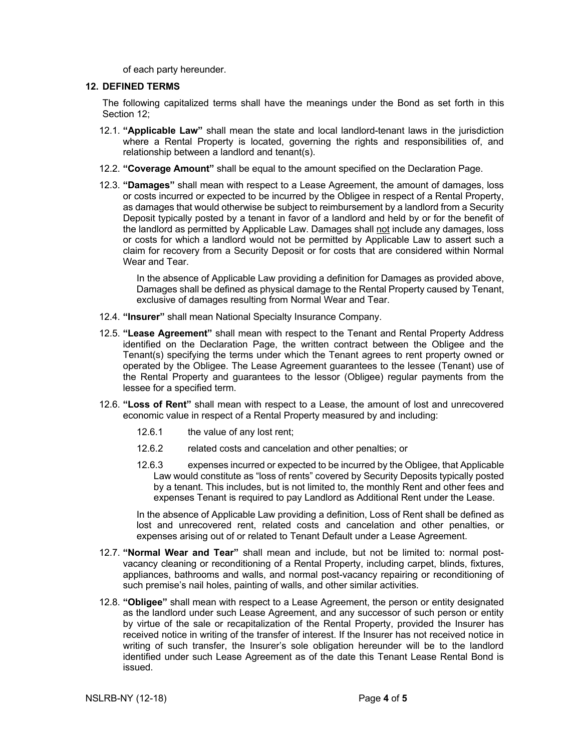of each party hereunder.

## 12. DEFINED TERMS

The following capitalized terms shall have the meanings under the Bond as set forth in this Section 12;

12.1. **"Applicable Law"** shall mean the state and local landlord-tenant laws in the jurisdiction where a Rental Property is located, governing the rights and responsibilities of, and relationship between a landlord and tenant(s).

12.2. **"Coverage Amount"** shall be equal to the amount specified on the Declaration Page.

12.3. **"Damages"** shall mean with respect to a Lease Agreement, the amount of damages, loss or costs incurred or expected to be incurred by the Obligee in respect of a Rental Property, as damages that would otherwise be subject to reimbursement by a landlord from a Security Deposit typically posted by a tenant in favor of a landlord and held by or for the benefit of the landlord as permitted by Applicable Law. Damages shall <u>not</u> include any damages, loss or costs for which a landlord would not be permitted by Applicable Law to assert such a claim for recovery from a Security Deposit or for costs that are considered within Normal Wear and Tear.

In the absence of Applicable Law providing a definition for Damages as provided above, Damages shall be defined as physical damage to the Rental Property caused by Tenant, exclusive of damages resulting from Normal Wear and Tear.

12.4. **"Insurer"** shall mean National Specialty Insurance Company.

12.5. **"Lease Agreement"** shall mean with respect to the Tenant and Rental Property Address identified on the Declaration Page, the written contract between the Obligee and the Tenant(s) specifying the terms under which the Tenant agrees to rent property owned or operated by the Obligee. The Lease Agreement guarantees to the lessee (Tenant) use of the Rental Property and guarantees to the lessor (Obligee) regular payments from the lessee for a specified term.

12.6. **"Loss of Rent"** shall mean with respect to a Lease, the amount of lost and unrecovered economic value in respect of a Rental Property measured by and including:

12.6.1 the value of any lost rent;

12.6.2 related costs and cancelation and other penalties; or

12.6.3 expenses incurred or expected to be incurred by the Obligee, that Applicable Law would constitute as "loss of rents" covered by Security Deposits typically posted by a tenant. This includes, but is not limited to, the monthly Rent and other fees and expenses Tenant is required to pay Landlord as Additional Rent under the Lease.

In the absence of Applicable Law providing a definition, Loss of Rent shall be defined as lost and unrecovered rent, related costs and cancelation and other penalties, or expenses arising out of or related to Tenant Default under a Lease Agreement.

12.7. **"Normal Wear and Tear"** shall mean and include, but not be limited to: normal post-vacancy cleaning or reconditioning of a Rental Property, including carpet, blinds, fixtures, appliances, bathrooms and walls, and normal post-vacancy repairing or reconditioning of such premise's nail holes, painting of walls, and other similar activities.

12.8. **"Obligee"** shall mean with respect to a Lease Agreement, the person or entity designated as the landlord under such Lease Agreement, and any successor of such person or entity by virtue of the sale or recapitalization of the Rental Property, provided the Insurer has received notice in writing of the transfer of interest. If the Insurer has not received notice in writing of such transfer, the Insurer's sole obligation hereunder will be to the landlord identified under such Lease Agreement as of the date this Tenant Lease Rental Bond is issued.

NSLRB-NY (12-18)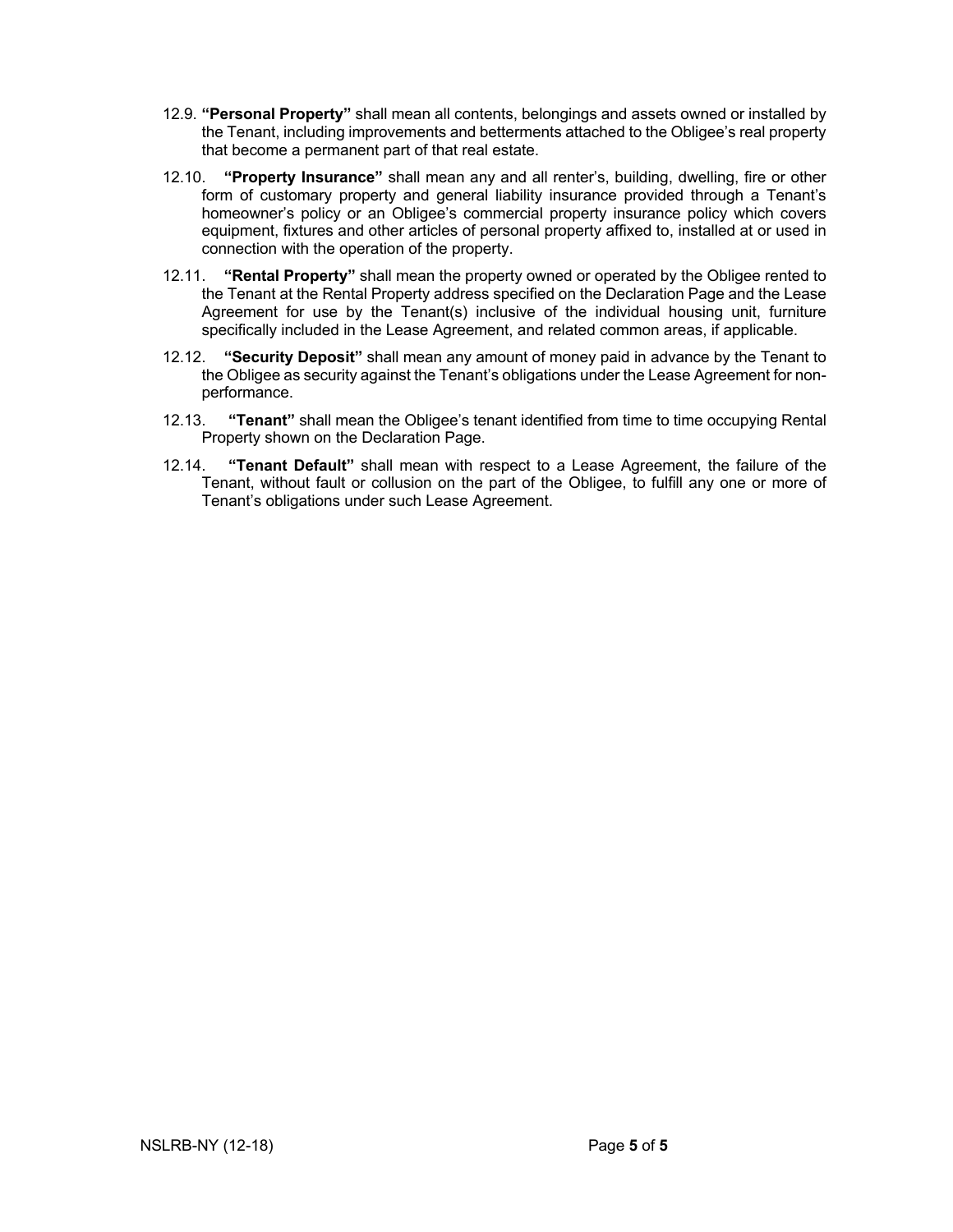12.9. **"Personal Property"** shall mean all contents, belongings and assets owned or installed by the Tenant, including improvements and betterments attached to the Obligee's real property that become a permanent part of that real estate.

12.10. **"Property Insurance"** shall mean any and all renter's, building, dwelling, fire or other form of customary property and general liability insurance provided through a Tenant's homeowner's policy or an Obligee's commercial property insurance policy which covers equipment, fixtures and other articles of personal property affixed to, installed at or used in connection with the operation of the property.

12.11. **"Rental Property"** shall mean the property owned or operated by the Obligee rented to the Tenant at the Rental Property address specified on the Declaration Page and the Lease Agreement for use by the Tenant(s) inclusive of the individual housing unit, furniture specifically included in the Lease Agreement, and related common areas, if applicable.

12.12. **"Security Deposit"** shall mean any amount of money paid in advance by the Tenant to the Obligee as security against the Tenant's obligations under the Lease Agreement for non-performance.

12.13. **"Tenant"** shall mean the Obligee's tenant identified from time to time occupying Rental Property shown on the Declaration Page.

12.14. **"Tenant Default"** shall mean with respect to a Lease Agreement, the failure of the Tenant, without fault or collusion on the part of the Obligee, to fulfill any one or more of Tenant's obligations under such Lease Agreement.

NSLRB-NY (12-18)